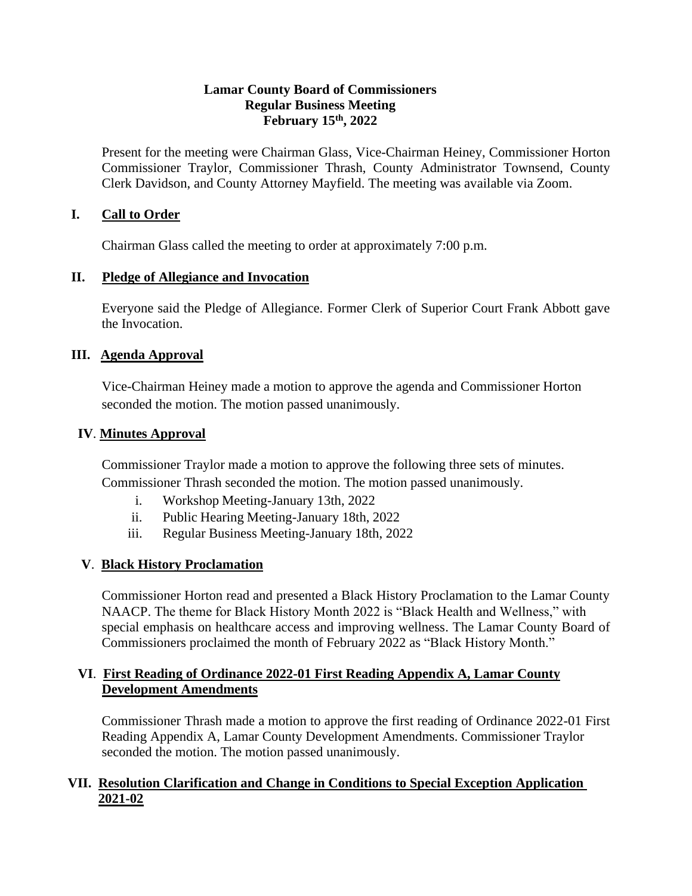**Lamar County Board of Commissioners**
**Regular Business Meeting**
**February 15th, 2022**

Present for the meeting were Chairman Glass, Vice-Chairman Heiney, Commissioner Horton Commissioner Traylor, Commissioner Thrash, County Administrator Townsend, County Clerk Davidson, and County Attorney Mayfield. The meeting was available via Zoom.

## I. Call to Order

Chairman Glass called the meeting to order at approximately 7:00 p.m.

## II. Pledge of Allegiance and Invocation

Everyone said the Pledge of Allegiance. Former Clerk of Superior Court Frank Abbott gave the Invocation.

## III. Agenda Approval

Vice-Chairman Heiney made a motion to approve the agenda and Commissioner Horton seconded the motion. The motion passed unanimously.

## IV. Minutes Approval

Commissioner Traylor made a motion to approve the following three sets of minutes. Commissioner Thrash seconded the motion. The motion passed unanimously.

i. Workshop Meeting-January 13th, 2022
ii. Public Hearing Meeting-January 18th, 2022
iii. Regular Business Meeting-January 18th, 2022

## V. Black History Proclamation

Commissioner Horton read and presented a Black History Proclamation to the Lamar County NAACP. The theme for Black History Month 2022 is "Black Health and Wellness," with special emphasis on healthcare access and improving wellness. The Lamar County Board of Commissioners proclaimed the month of February 2022 as "Black History Month."

## VI. First Reading of Ordinance 2022-01 First Reading Appendix A, Lamar County Development Amendments

Commissioner Thrash made a motion to approve the first reading of Ordinance 2022-01 First Reading Appendix A, Lamar County Development Amendments. Commissioner Traylor seconded the motion. The motion passed unanimously.

## VII. Resolution Clarification and Change in Conditions to Special Exception Application 2021-02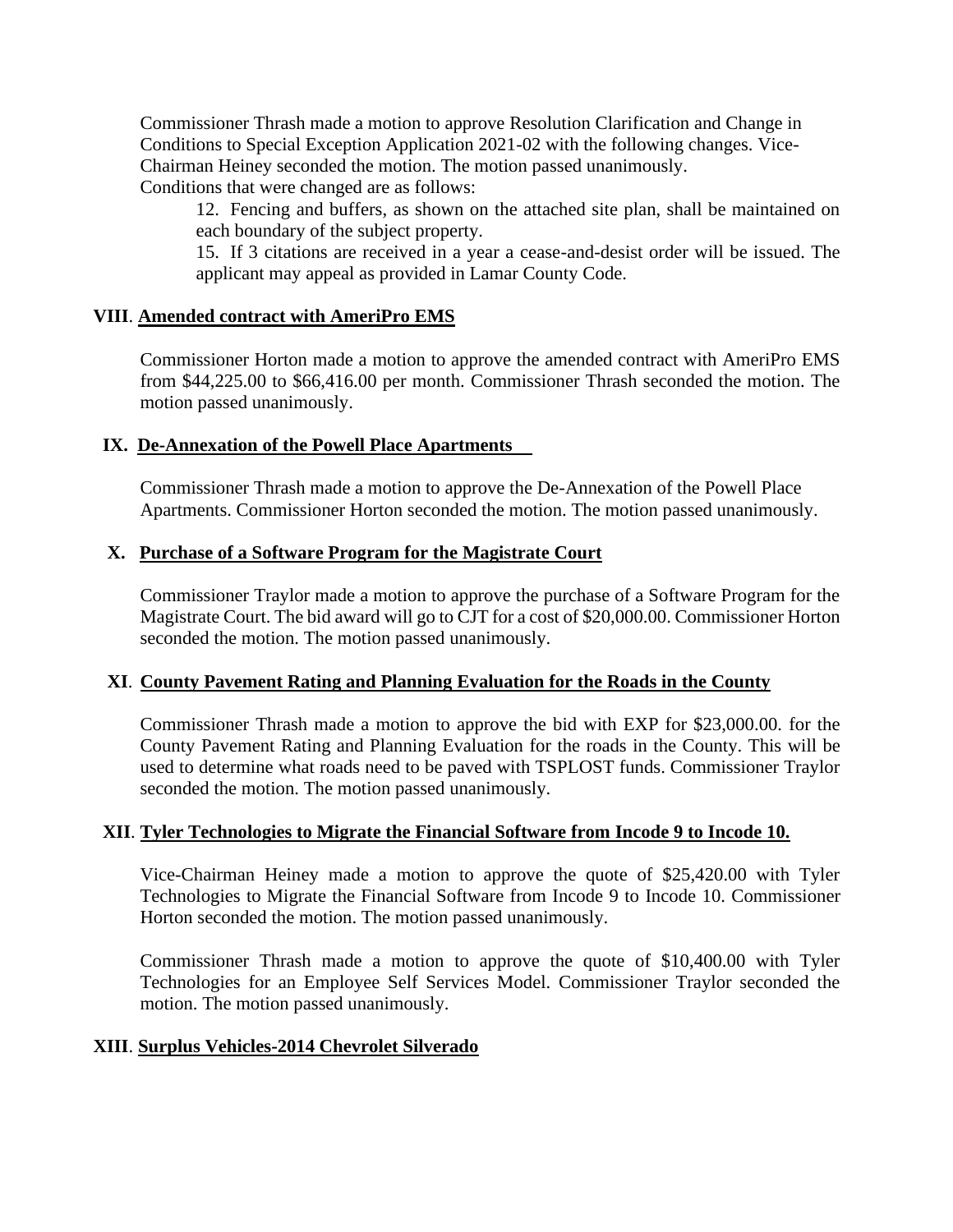Commissioner Thrash made a motion to approve Resolution Clarification and Change in Conditions to Special Exception Application 2021-02 with the following changes. Vice-Chairman Heiney seconded the motion. The motion passed unanimously.
Conditions that were changed are as follows:

12. Fencing and buffers, as shown on the attached site plan, shall be maintained on each boundary of the subject property.

15. If 3 citations are received in a year a cease-and-desist order will be issued. The applicant may appeal as provided in Lamar County Code.

**VIII**. **Amended contract with AmeriPro EMS**

Commissioner Horton made a motion to approve the amended contract with AmeriPro EMS from $44,225.00 to $66,416.00 per month. Commissioner Thrash seconded the motion. The motion passed unanimously.

**IX. De-Annexation of the Powell Place Apartments**

Commissioner Thrash made a motion to approve the De-Annexation of the Powell Place Apartments. Commissioner Horton seconded the motion. The motion passed unanimously.

**X. Purchase of a Software Program for the Magistrate Court**

Commissioner Traylor made a motion to approve the purchase of a Software Program for the Magistrate Court. The bid award will go to CJT for a cost of $20,000.00. Commissioner Horton seconded the motion. The motion passed unanimously.

**XI**. **County Pavement Rating and Planning Evaluation for the Roads in the County**

Commissioner Thrash made a motion to approve the bid with EXP for $23,000.00. for the County Pavement Rating and Planning Evaluation for the roads in the County. This will be used to determine what roads need to be paved with TSPLOST funds. Commissioner Traylor seconded the motion. The motion passed unanimously.

**XII**. **Tyler Technologies to Migrate the Financial Software from Incode 9 to Incode 10.**

Vice-Chairman Heiney made a motion to approve the quote of $25,420.00 with Tyler Technologies to Migrate the Financial Software from Incode 9 to Incode 10. Commissioner Horton seconded the motion. The motion passed unanimously.

Commissioner Thrash made a motion to approve the quote of $10,400.00 with Tyler Technologies for an Employee Self Services Model. Commissioner Traylor seconded the motion. The motion passed unanimously.

**XIII**. **Surplus Vehicles-2014 Chevrolet Silverado**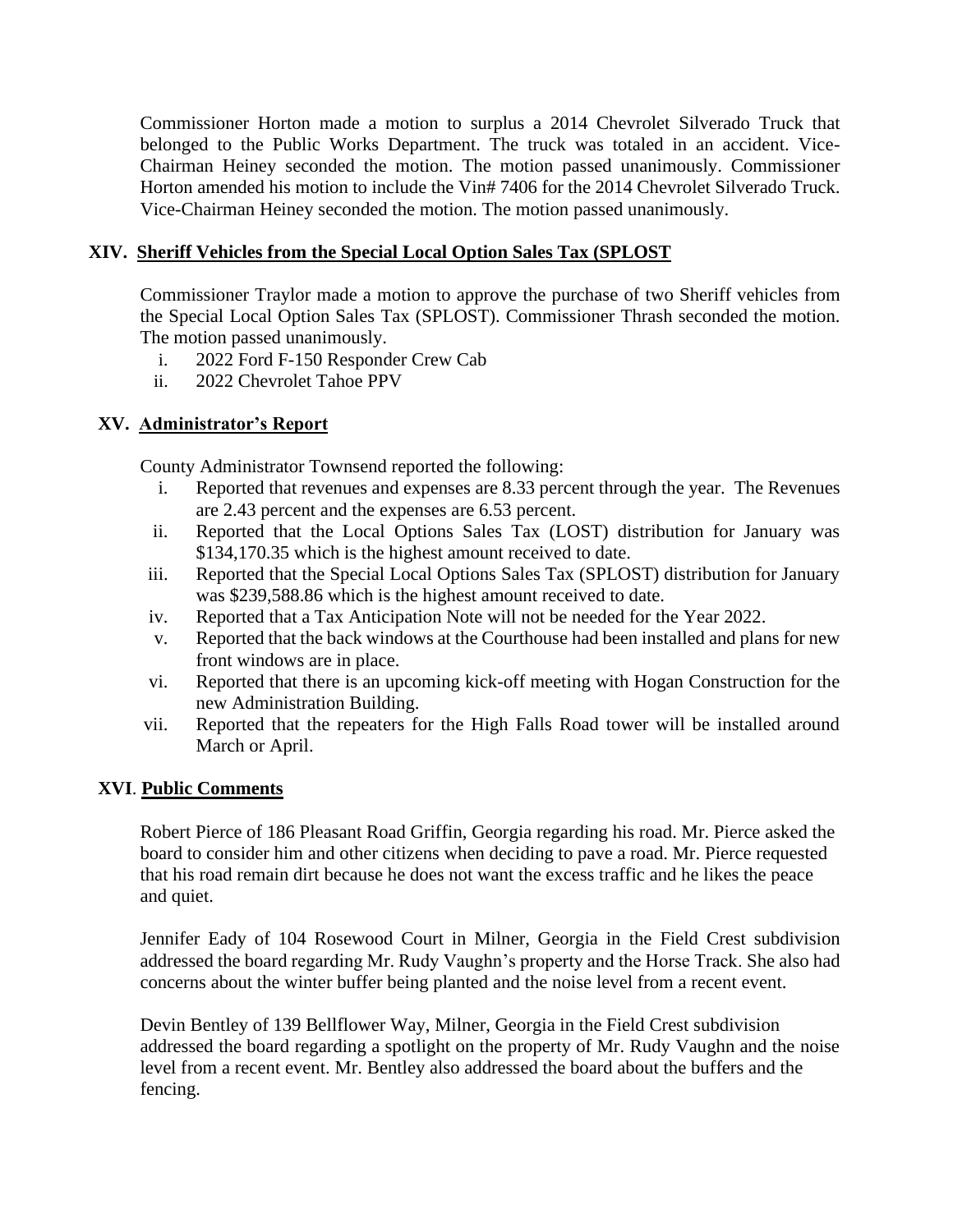Commissioner Horton made a motion to surplus a 2014 Chevrolet Silverado Truck that belonged to the Public Works Department. The truck was totaled in an accident. Vice-Chairman Heiney seconded the motion. The motion passed unanimously. Commissioner Horton amended his motion to include the Vin# 7406 for the 2014 Chevrolet Silverado Truck. Vice-Chairman Heiney seconded the motion. The motion passed unanimously.

## XIV. Sheriff Vehicles from the Special Local Option Sales Tax (SPLOST

Commissioner Traylor made a motion to approve the purchase of two Sheriff vehicles from the Special Local Option Sales Tax (SPLOST). Commissioner Thrash seconded the motion. The motion passed unanimously.

i. 2022 Ford F-150 Responder Crew Cab
ii. 2022 Chevrolet Tahoe PPV

## XV. Administrator's Report

County Administrator Townsend reported the following:

i. Reported that revenues and expenses are 8.33 percent through the year. The Revenues are 2.43 percent and the expenses are 6.53 percent.
ii. Reported that the Local Options Sales Tax (LOST) distribution for January was $134,170.35 which is the highest amount received to date.
iii. Reported that the Special Local Options Sales Tax (SPLOST) distribution for January was $239,588.86 which is the highest amount received to date.
iv. Reported that a Tax Anticipation Note will not be needed for the Year 2022.
v. Reported that the back windows at the Courthouse had been installed and plans for new front windows are in place.
vi. Reported that there is an upcoming kick-off meeting with Hogan Construction for the new Administration Building.
vii. Reported that the repeaters for the High Falls Road tower will be installed around March or April.

## XVI. Public Comments

Robert Pierce of 186 Pleasant Road Griffin, Georgia regarding his road. Mr. Pierce asked the board to consider him and other citizens when deciding to pave a road. Mr. Pierce requested that his road remain dirt because he does not want the excess traffic and he likes the peace and quiet.

Jennifer Eady of 104 Rosewood Court in Milner, Georgia in the Field Crest subdivision addressed the board regarding Mr. Rudy Vaughn's property and the Horse Track. She also had concerns about the winter buffer being planted and the noise level from a recent event.

Devin Bentley of 139 Bellflower Way, Milner, Georgia in the Field Crest subdivision addressed the board regarding a spotlight on the property of Mr. Rudy Vaughn and the noise level from a recent event. Mr. Bentley also addressed the board about the buffers and the fencing.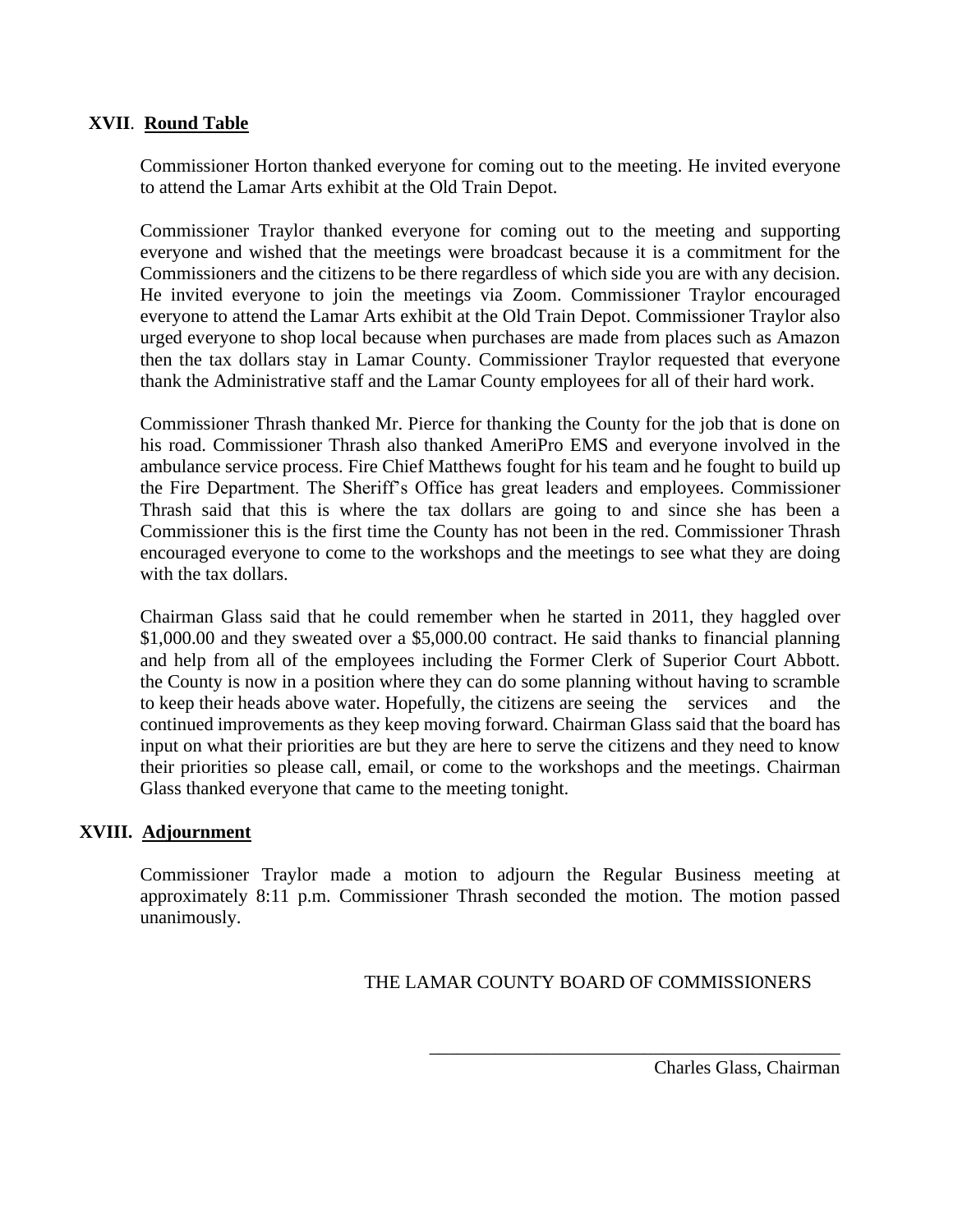## XVII. Round Table

Commissioner Horton thanked everyone for coming out to the meeting. He invited everyone to attend the Lamar Arts exhibit at the Old Train Depot.

Commissioner Traylor thanked everyone for coming out to the meeting and supporting everyone and wished that the meetings were broadcast because it is a commitment for the Commissioners and the citizens to be there regardless of which side you are with any decision. He invited everyone to join the meetings via Zoom. Commissioner Traylor encouraged everyone to attend the Lamar Arts exhibit at the Old Train Depot. Commissioner Traylor also urged everyone to shop local because when purchases are made from places such as Amazon then the tax dollars stay in Lamar County. Commissioner Traylor requested that everyone thank the Administrative staff and the Lamar County employees for all of their hard work.

Commissioner Thrash thanked Mr. Pierce for thanking the County for the job that is done on his road. Commissioner Thrash also thanked AmeriPro EMS and everyone involved in the ambulance service process. Fire Chief Matthews fought for his team and he fought to build up the Fire Department. The Sheriff's Office has great leaders and employees. Commissioner Thrash said that this is where the tax dollars are going to and since she has been a Commissioner this is the first time the County has not been in the red. Commissioner Thrash encouraged everyone to come to the workshops and the meetings to see what they are doing with the tax dollars.

Chairman Glass said that he could remember when he started in 2011, they haggled over $1,000.00 and they sweated over a $5,000.00 contract. He said thanks to financial planning and help from all of the employees including the Former Clerk of Superior Court Abbott. the County is now in a position where they can do some planning without having to scramble to keep their heads above water. Hopefully, the citizens are seeing the services and the continued improvements as they keep moving forward. Chairman Glass said that the board has input on what their priorities are but they are here to serve the citizens and they need to know their priorities so please call, email, or come to the workshops and the meetings. Chairman Glass thanked everyone that came to the meeting tonight.

## XVIII. Adjournment

Commissioner Traylor made a motion to adjourn the Regular Business meeting at approximately 8:11 p.m. Commissioner Thrash seconded the motion. The motion passed unanimously.

THE LAMAR COUNTY BOARD OF COMMISSIONERS

\_\_\_\_\_\_\_\_\_\_\_\_\_\_\_\_\_\_\_\_\_\_\_\_\_\_\_\_\_\_\_\_\_\_\_\_\_\_\_\_\_\_\_\_

Charles Glass, Chairman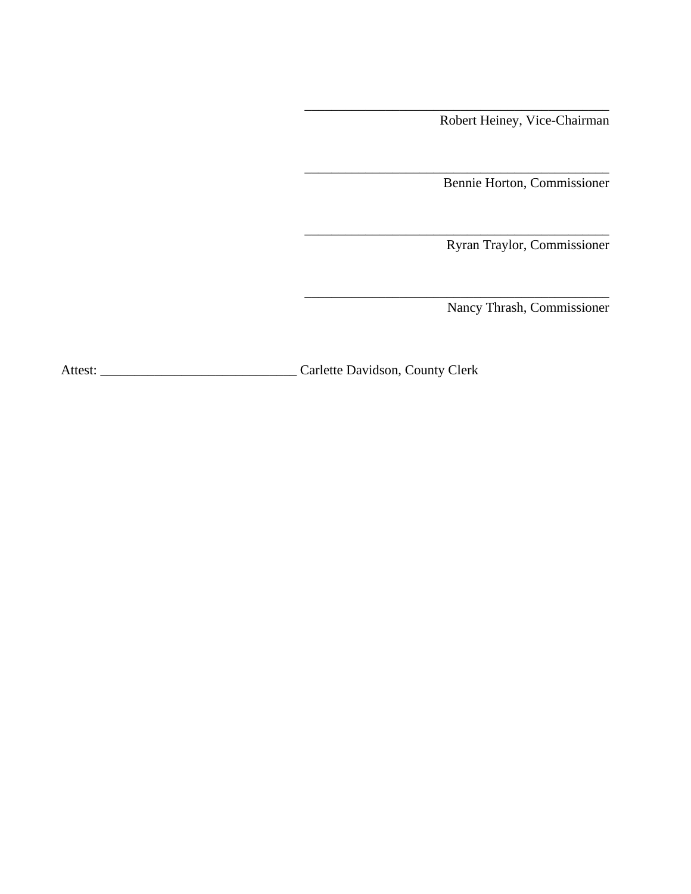\_\_\_\_\_\_\_\_\_\_\_\_\_\_\_\_\_\_\_\_\_\_\_\_\_\_\_\_\_\_\_\_\_\_\_\_\_\_\_\_\_\_\_\_

Robert Heiney, Vice-Chairman

\_\_\_\_\_\_\_\_\_\_\_\_\_\_\_\_\_\_\_\_\_\_\_\_\_\_\_\_\_\_\_\_\_\_\_\_\_\_\_\_\_\_\_\_

Bennie Horton, Commissioner

\_\_\_\_\_\_\_\_\_\_\_\_\_\_\_\_\_\_\_\_\_\_\_\_\_\_\_\_\_\_\_\_\_\_\_\_\_\_\_\_\_\_\_\_

Ryran Traylor, Commissioner

\_\_\_\_\_\_\_\_\_\_\_\_\_\_\_\_\_\_\_\_\_\_\_\_\_\_\_\_\_\_\_\_\_\_\_\_\_\_\_\_\_\_\_\_

Nancy Thrash, Commissioner

Attest: \_\_\_\_\_\_\_\_\_\_\_\_\_\_\_\_\_\_\_\_\_\_\_\_\_\_\_\_\_\_ Carlette Davidson, County Clerk